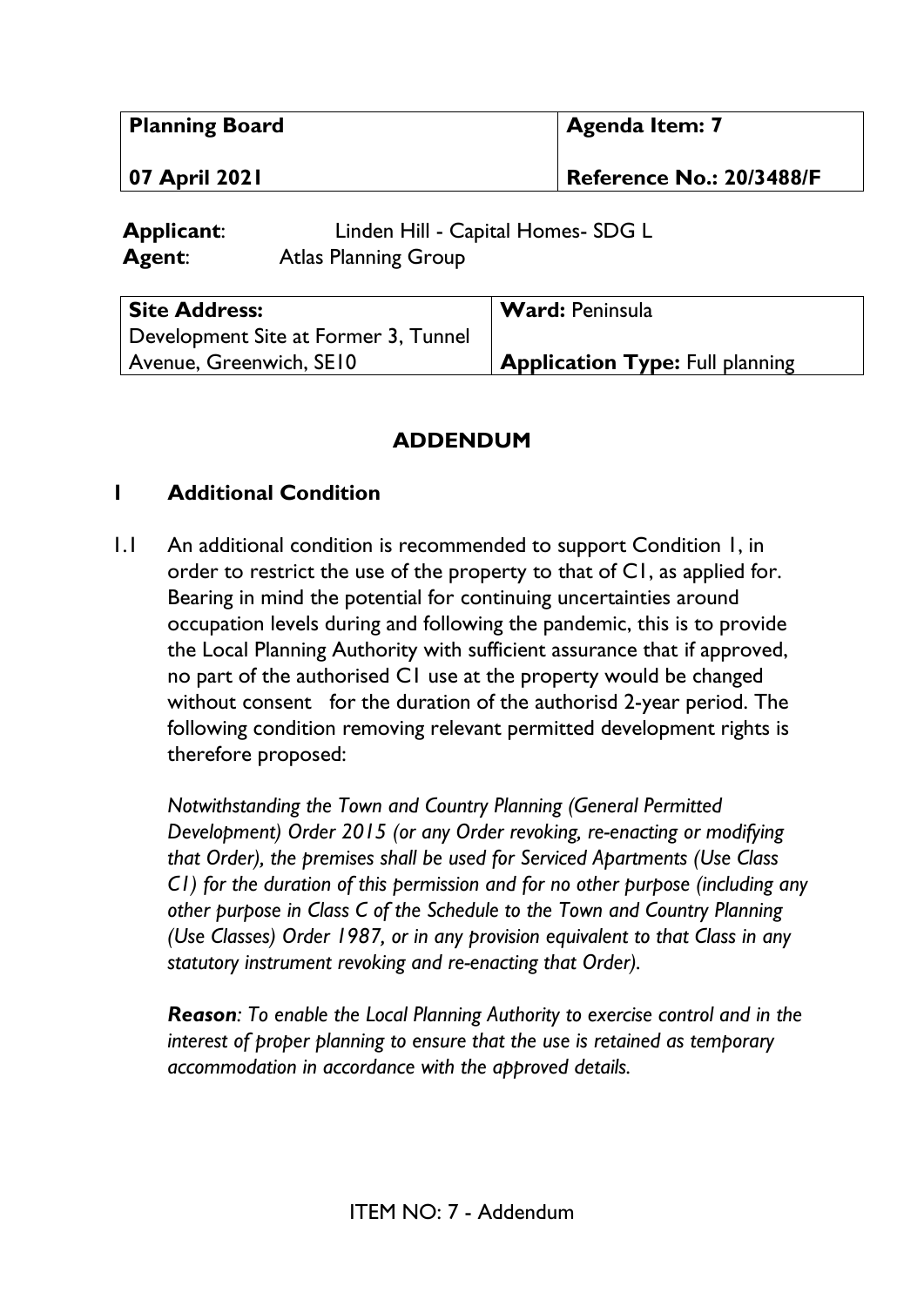| Planning Board | Agenda Item: 7 |
| --- | --- |
| 07 April 2021 | Reference No.: 20/3488/F |

**Applicant**: Linden Hill - Capital Homes- SDG L
**Agent**: Atlas Planning Group

| Site Address: | Ward: Peninsula |
| --- | --- |
| Development Site at Former 3, Tunnel Avenue, Greenwich, SE10 | Application Type: Full planning |

# ADDENDUM

## 1 Additional Condition

1.1 An additional condition is recommended to support Condition 1, in order to restrict the use of the property to that of C1, as applied for. Bearing in mind the potential for continuing uncertainties around occupation levels during and following the pandemic, this is to provide the Local Planning Authority with sufficient assurance that if approved, no part of the authorised C1 use at the property would be changed without consent for the duration of the authorisd 2-year period. The following condition removing relevant permitted development rights is therefore proposed:

*Notwithstanding the Town and Country Planning (General Permitted Development) Order 2015 (or any Order revoking, re-enacting or modifying that Order), the premises shall be used for Serviced Apartments (Use Class C1) for the duration of this permission and for no other purpose (including any other purpose in Class C of the Schedule to the Town and Country Planning (Use Classes) Order 1987, or in any provision equivalent to that Class in any statutory instrument revoking and re-enacting that Order).*

***Reason****: To enable the Local Planning Authority to exercise control and in the interest of proper planning to ensure that the use is retained as temporary accommodation in accordance with the approved details.*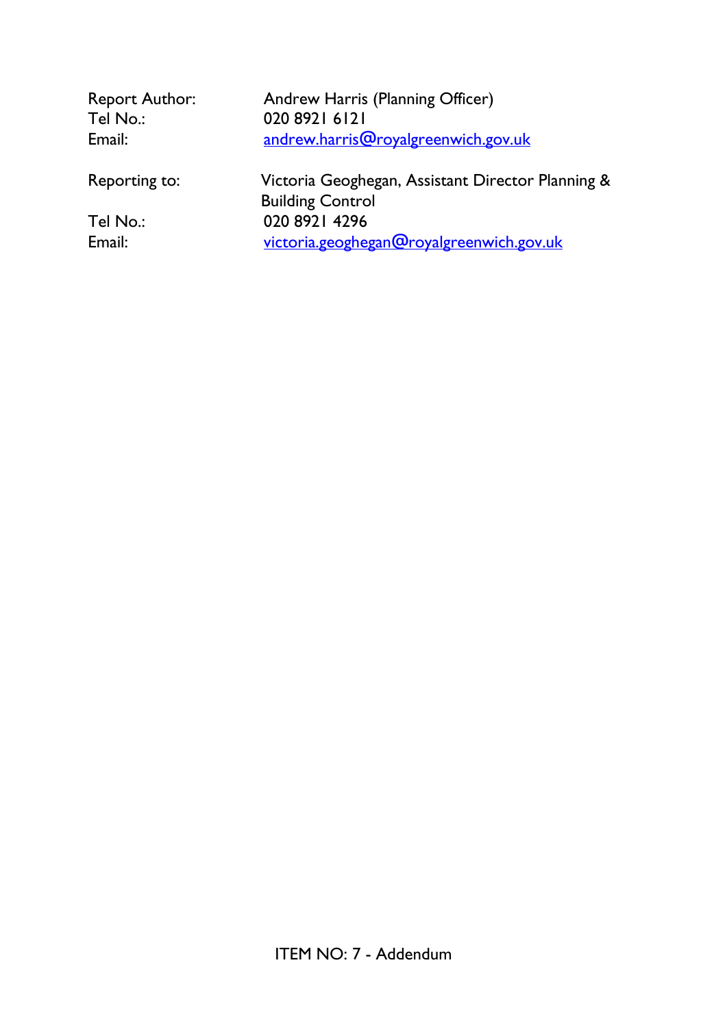| | |
|---|---|
| Report Author: | Andrew Harris (Planning Officer) |
| Tel No.: | 020 8921 6121 |
| Email: | andrew.harris@royalgreenwich.gov.uk |
| | |
| Reporting to: | Victoria Geoghegan, Assistant Director Planning & Building Control |
| Tel No.: | 020 8921 4296 |
| Email: | victoria.geoghegan@royalgreenwich.gov.uk |

ITEM NO: 7 - Addendum